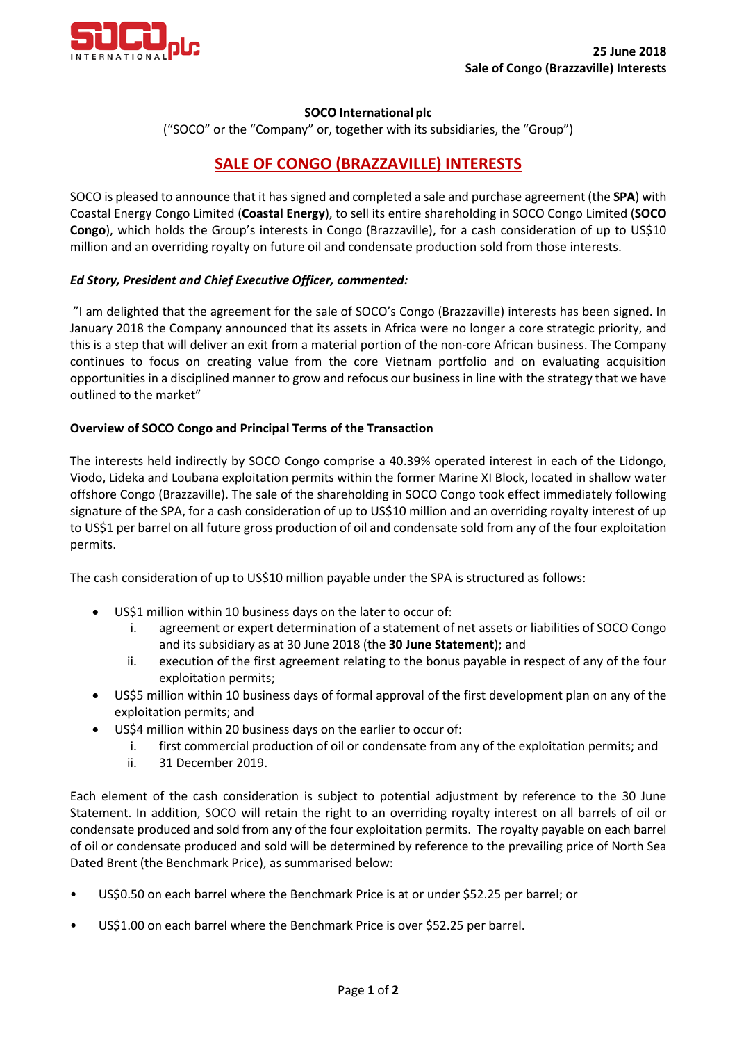**25 June 2018**
**Sale of Congo (Brazzaville) Interests**

**SOCO International plc**

("SOCO" or the "Company" or, together with its subsidiaries, the "Group")

# SALE OF CONGO (BRAZZAVILLE) INTERESTS

SOCO is pleased to announce that it has signed and completed a sale and purchase agreement (the **SPA**) with Coastal Energy Congo Limited (**Coastal Energy**), to sell its entire shareholding in SOCO Congo Limited (**SOCO Congo**), which holds the Group's interests in Congo (Brazzaville), for a cash consideration of up to US$10 million and an overriding royalty on future oil and condensate production sold from those interests.

***Ed Story, President and Chief Executive Officer, commented:***

"I am delighted that the agreement for the sale of SOCO's Congo (Brazzaville) interests has been signed. In January 2018 the Company announced that its assets in Africa were no longer a core strategic priority, and this is a step that will deliver an exit from a material portion of the non-core African business. The Company continues to focus on creating value from the core Vietnam portfolio and on evaluating acquisition opportunities in a disciplined manner to grow and refocus our business in line with the strategy that we have outlined to the market"

**Overview of SOCO Congo and Principal Terms of the Transaction**

The interests held indirectly by SOCO Congo comprise a 40.39% operated interest in each of the Lidongo, Viodo, Lideka and Loubana exploitation permits within the former Marine XI Block, located in shallow water offshore Congo (Brazzaville). The sale of the shareholding in SOCO Congo took effect immediately following signature of the SPA, for a cash consideration of up to US$10 million and an overriding royalty interest of up to US$1 per barrel on all future gross production of oil and condensate sold from any of the four exploitation permits.

The cash consideration of up to US$10 million payable under the SPA is structured as follows:

- US$1 million within 10 business days on the later to occur of:
    1. agreement or expert determination of a statement of net assets or liabilities of SOCO Congo and its subsidiary as at 30 June 2018 (the **30 June Statement**); and
    2. execution of the first agreement relating to the bonus payable in respect of any of the four exploitation permits;
- US$5 million within 10 business days of formal approval of the first development plan on any of the exploitation permits; and
- US$4 million within 20 business days on the earlier to occur of:
    1. first commercial production of oil or condensate from any of the exploitation permits; and
    2. 31 December 2019.

Each element of the cash consideration is subject to potential adjustment by reference to the 30 June Statement. In addition, SOCO will retain the right to an overriding royalty interest on all barrels of oil or condensate produced and sold from any of the four exploitation permits. The royalty payable on each barrel of oil or condensate produced and sold will be determined by reference to the prevailing price of North Sea Dated Brent (the Benchmark Price), as summarised below:

- US$0.50 on each barrel where the Benchmark Price is at or under $52.25 per barrel; or
- US$1.00 on each barrel where the Benchmark Price is over $52.25 per barrel.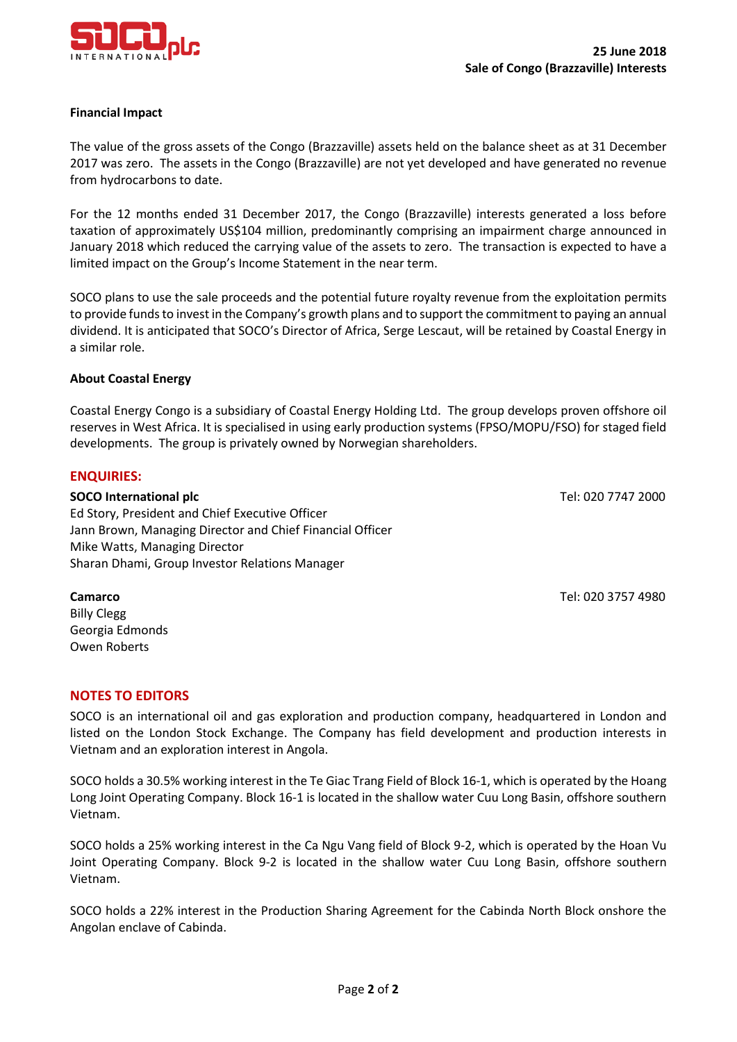**25 June 2018**
**Sale of Congo (Brazzaville) Interests**

**Financial Impact**

The value of the gross assets of the Congo (Brazzaville) assets held on the balance sheet as at 31 December 2017 was zero. The assets in the Congo (Brazzaville) are not yet developed and have generated no revenue from hydrocarbons to date.

For the 12 months ended 31 December 2017, the Congo (Brazzaville) interests generated a loss before taxation of approximately US$104 million, predominantly comprising an impairment charge announced in January 2018 which reduced the carrying value of the assets to zero. The transaction is expected to have a limited impact on the Group's Income Statement in the near term.

SOCO plans to use the sale proceeds and the potential future royalty revenue from the exploitation permits to provide funds to invest in the Company's growth plans and to support the commitment to paying an annual dividend. It is anticipated that SOCO's Director of Africa, Serge Lescaut, will be retained by Coastal Energy in a similar role.

**About Coastal Energy**

Coastal Energy Congo is a subsidiary of Coastal Energy Holding Ltd. The group develops proven offshore oil reserves in West Africa. It is specialised in using early production systems (FPSO/MOPU/FSO) for staged field developments. The group is privately owned by Norwegian shareholders.

## ENQUIRIES:

**SOCO International plc** Tel: 020 7747 2000
Ed Story, President and Chief Executive Officer
Jann Brown, Managing Director and Chief Financial Officer
Mike Watts, Managing Director
Sharan Dhami, Group Investor Relations Manager

**Camarco** Tel: 020 3757 4980
Billy Clegg
Georgia Edmonds
Owen Roberts

## NOTES TO EDITORS

SOCO is an international oil and gas exploration and production company, headquartered in London and listed on the London Stock Exchange. The Company has field development and production interests in Vietnam and an exploration interest in Angola.

SOCO holds a 30.5% working interest in the Te Giac Trang Field of Block 16-1, which is operated by the Hoang Long Joint Operating Company. Block 16-1 is located in the shallow water Cuu Long Basin, offshore southern Vietnam.

SOCO holds a 25% working interest in the Ca Ngu Vang field of Block 9-2, which is operated by the Hoan Vu Joint Operating Company. Block 9-2 is located in the shallow water Cuu Long Basin, offshore southern Vietnam.

SOCO holds a 22% interest in the Production Sharing Agreement for the Cabinda North Block onshore the Angolan enclave of Cabinda.